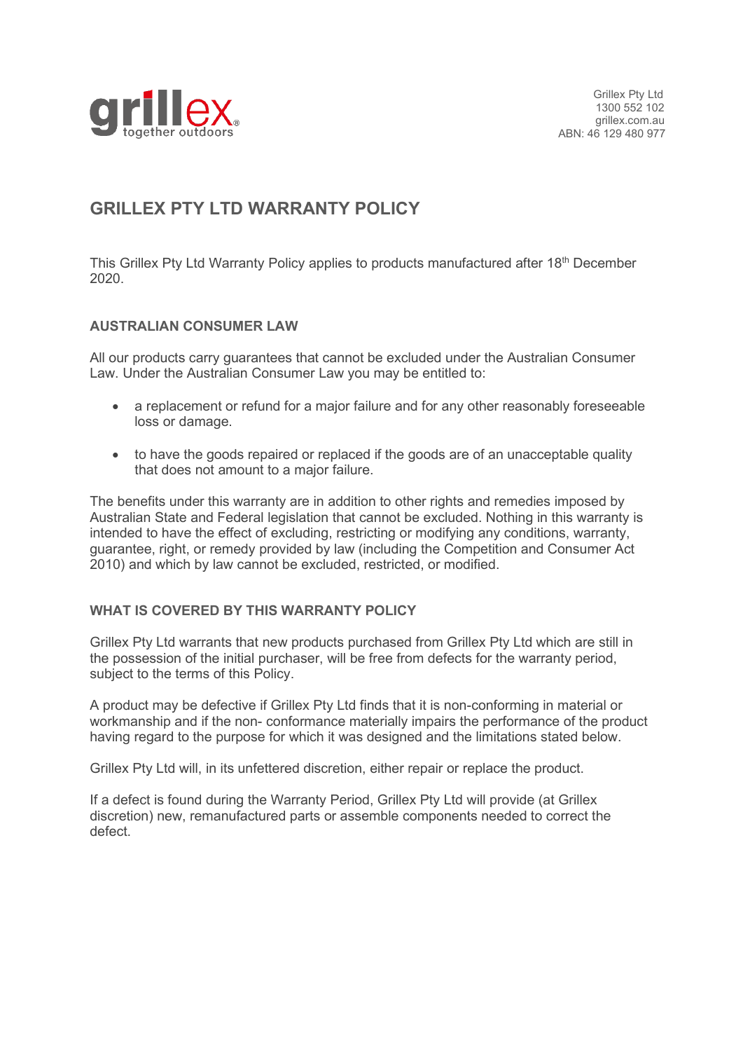Grillex Pty Ltd
1300 552 102
grillex.com.au
ABN: 46 129 480 977

# GRILLEX PTY LTD WARRANTY POLICY

This Grillex Pty Ltd Warranty Policy applies to products manufactured after 18th December 2020.

## AUSTRALIAN CONSUMER LAW

All our products carry guarantees that cannot be excluded under the Australian Consumer Law. Under the Australian Consumer Law you may be entitled to:

- a replacement or refund for a major failure and for any other reasonably foreseeable loss or damage.
- to have the goods repaired or replaced if the goods are of an unacceptable quality that does not amount to a major failure.

The benefits under this warranty are in addition to other rights and remedies imposed by Australian State and Federal legislation that cannot be excluded. Nothing in this warranty is intended to have the effect of excluding, restricting or modifying any conditions, warranty, guarantee, right, or remedy provided by law (including the Competition and Consumer Act 2010) and which by law cannot be excluded, restricted, or modified.

## WHAT IS COVERED BY THIS WARRANTY POLICY

Grillex Pty Ltd warrants that new products purchased from Grillex Pty Ltd which are still in the possession of the initial purchaser, will be free from defects for the warranty period, subject to the terms of this Policy.

A product may be defective if Grillex Pty Ltd finds that it is non-conforming in material or workmanship and if the non- conformance materially impairs the performance of the product having regard to the purpose for which it was designed and the limitations stated below.

Grillex Pty Ltd will, in its unfettered discretion, either repair or replace the product.

If a defect is found during the Warranty Period, Grillex Pty Ltd will provide (at Grillex discretion) new, remanufactured parts or assemble components needed to correct the defect.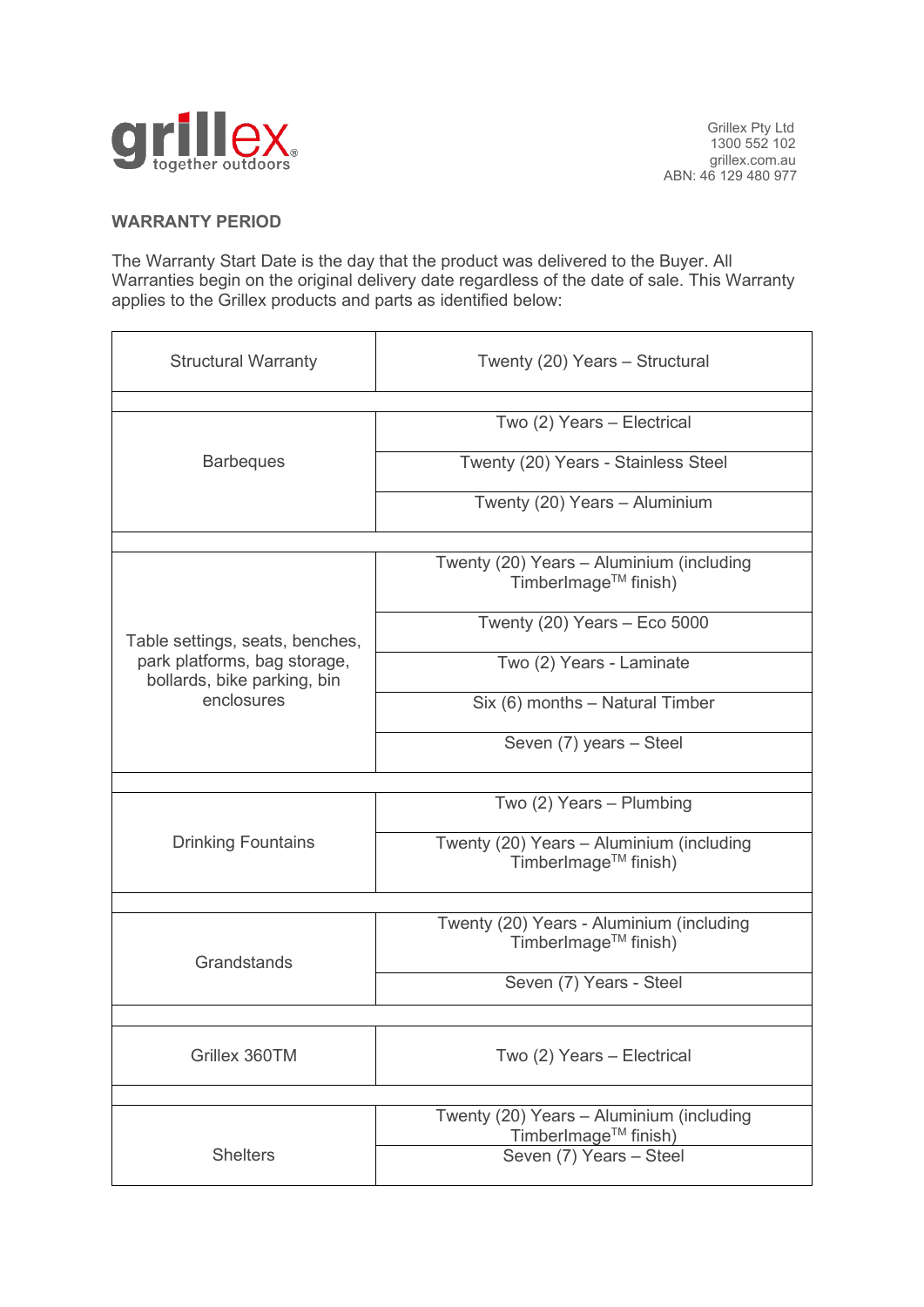Grillex Pty Ltd
1300 552 102
grillex.com.au
ABN: 46 129 480 977

## WARRANTY PERIOD

The Warranty Start Date is the day that the product was delivered to the Buyer. All Warranties begin on the original delivery date regardless of the date of sale. This Warranty applies to the Grillex products and parts as identified below:

| | |
|---|---|
| Structural Warranty | Twenty (20) Years – Structural |
| | |
| Barbeques | Two (2) Years – Electrical |
| | Twenty (20) Years - Stainless Steel |
| | Twenty (20) Years – Aluminium |
| | |
| Table settings, seats, benches, park platforms, bag storage, bollards, bike parking, bin enclosures | Twenty (20) Years – Aluminium (including TimberImage™ finish) |
| | Twenty (20) Years – Eco 5000 |
| | Two (2) Years - Laminate |
| | Six (6) months – Natural Timber |
| | Seven (7) years – Steel |
| | |
| Drinking Fountains | Two (2) Years – Plumbing |
| | Twenty (20) Years – Aluminium (including TimberImage™ finish) |
| | |
| Grandstands | Twenty (20) Years - Aluminium (including TimberImage™ finish) |
| | Seven (7) Years - Steel |
| | |
| Grillex 360TM | Two (2) Years – Electrical |
| | |
| Shelters | Twenty (20) Years – Aluminium (including TimberImage™ finish) |
| | Seven (7) Years – Steel |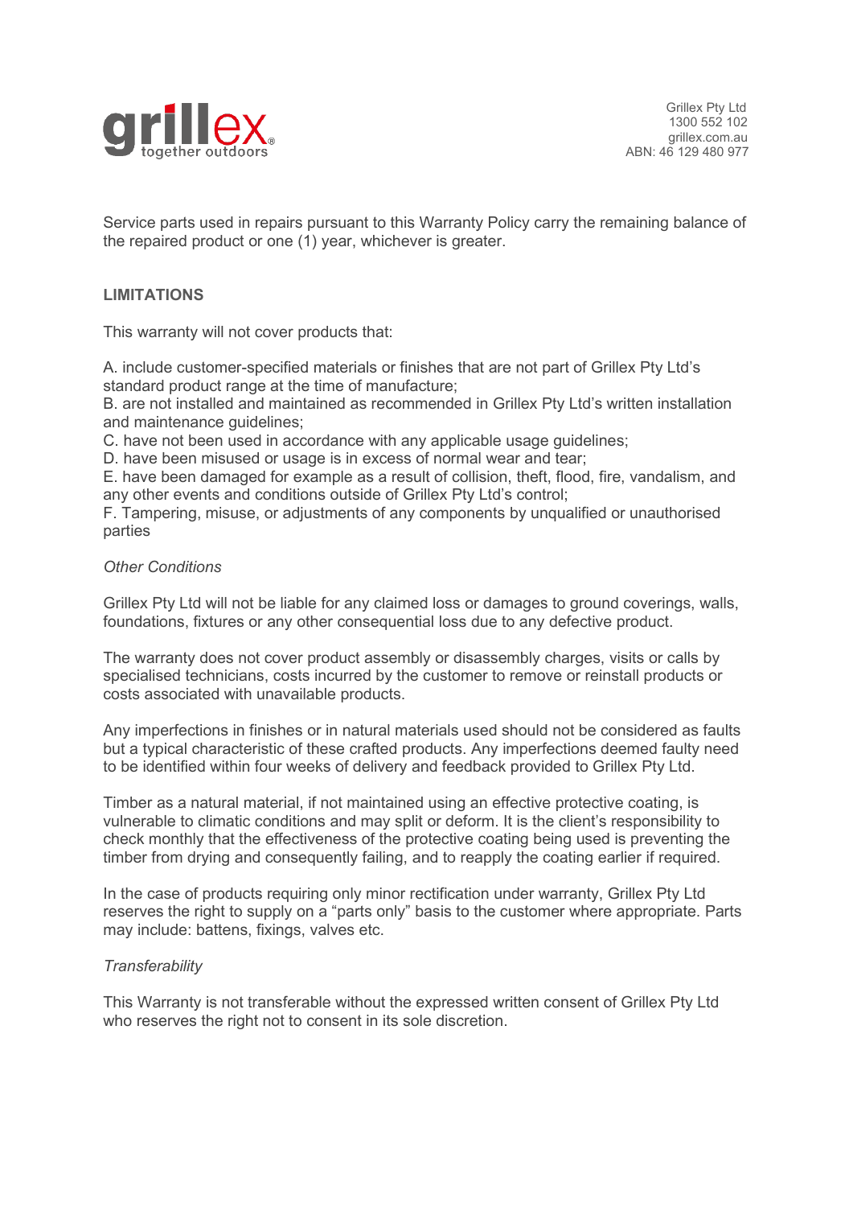Service parts used in repairs pursuant to this Warranty Policy carry the remaining balance of the repaired product or one (1) year, whichever is greater.

**LIMITATIONS**

This warranty will not cover products that:

A. include customer-specified materials or finishes that are not part of Grillex Pty Ltd's standard product range at the time of manufacture;
B. are not installed and maintained as recommended in Grillex Pty Ltd's written installation and maintenance guidelines;
C. have not been used in accordance with any applicable usage guidelines;
D. have been misused or usage is in excess of normal wear and tear;
E. have been damaged for example as a result of collision, theft, flood, fire, vandalism, and any other events and conditions outside of Grillex Pty Ltd's control;
F. Tampering, misuse, or adjustments of any components by unqualified or unauthorised parties

*Other Conditions*

Grillex Pty Ltd will not be liable for any claimed loss or damages to ground coverings, walls, foundations, fixtures or any other consequential loss due to any defective product.

The warranty does not cover product assembly or disassembly charges, visits or calls by specialised technicians, costs incurred by the customer to remove or reinstall products or costs associated with unavailable products.

Any imperfections in finishes or in natural materials used should not be considered as faults but a typical characteristic of these crafted products. Any imperfections deemed faulty need to be identified within four weeks of delivery and feedback provided to Grillex Pty Ltd.

Timber as a natural material, if not maintained using an effective protective coating, is vulnerable to climatic conditions and may split or deform. It is the client's responsibility to check monthly that the effectiveness of the protective coating being used is preventing the timber from drying and consequently failing, and to reapply the coating earlier if required.

In the case of products requiring only minor rectification under warranty, Grillex Pty Ltd reserves the right to supply on a "parts only" basis to the customer where appropriate. Parts may include: battens, fixings, valves etc.

*Transferability*

This Warranty is not transferable without the expressed written consent of Grillex Pty Ltd who reserves the right not to consent in its sole discretion.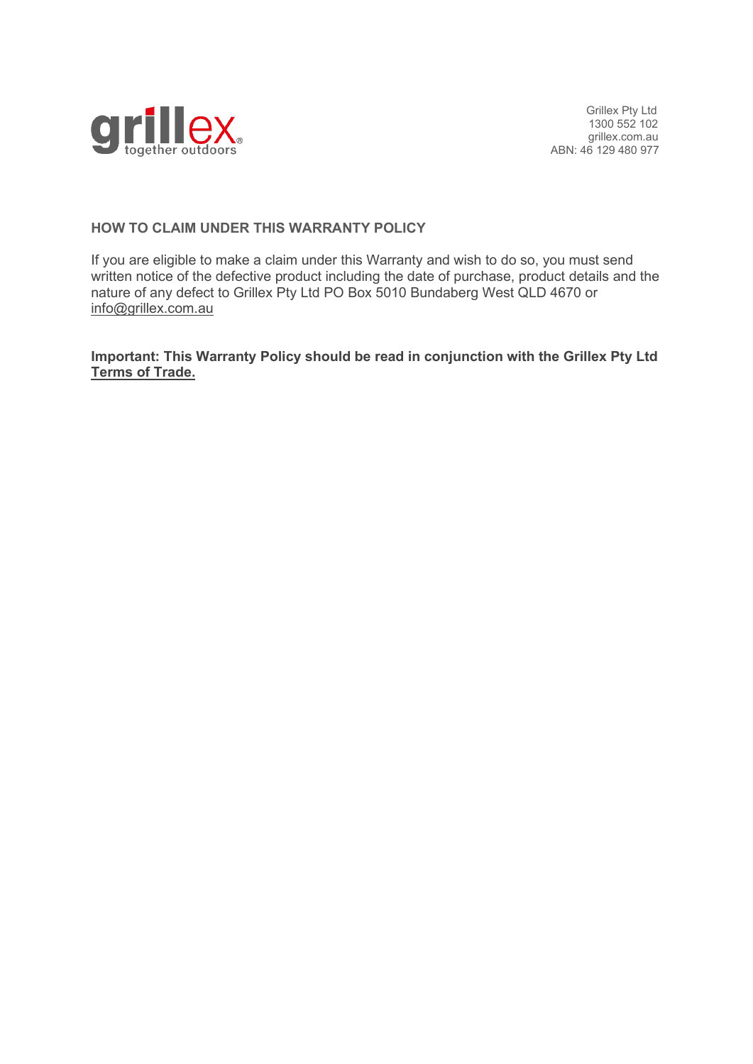Grillex Pty Ltd
1300 552 102
grillex.com.au
ABN: 46 129 480 977

## HOW TO CLAIM UNDER THIS WARRANTY POLICY

If you are eligible to make a claim under this Warranty and wish to do so, you must send written notice of the defective product including the date of purchase, product details and the nature of any defect to Grillex Pty Ltd PO Box 5010 Bundaberg West QLD 4670 or info@grillex.com.au

**Important: This Warranty Policy should be read in conjunction with the Grillex Pty Ltd Terms of Trade.**